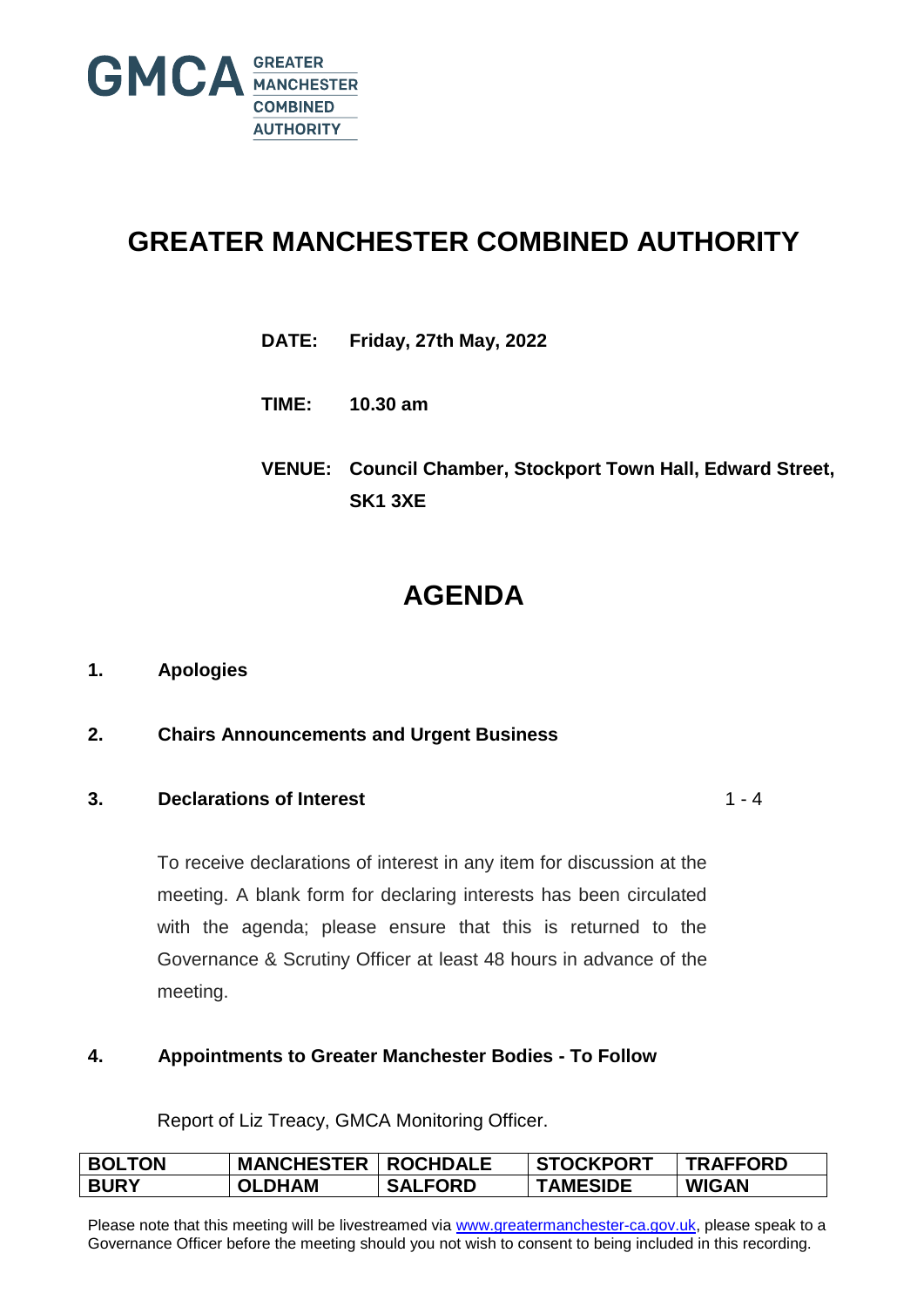GMCA GREATER MANCHESTER COMBINED AUTHORITY

# GREATER MANCHESTER COMBINED AUTHORITY

**DATE:** **Friday, 27th May, 2022**

**TIME:** **10.30 am**

**VENUE:** **Council Chamber, Stockport Town Hall, Edward Street, SK1 3XE**

# AGENDA

**1. Apologies**

**2. Chairs Announcements and Urgent Business**

**3. Declarations of Interest** 1 - 4

To receive declarations of interest in any item for discussion at the meeting. A blank form for declaring interests has been circulated with the agenda; please ensure that this is returned to the Governance & Scrutiny Officer at least 48 hours in advance of the meeting.

**4. Appointments to Greater Manchester Bodies - To Follow**

Report of Liz Treacy, GMCA Monitoring Officer.

| BOLTON | MANCHESTER | ROCHDALE | STOCKPORT | TRAFFORD |
|---|---|---|---|---|
| BURY | OLDHAM | SALFORD | TAMESIDE | WIGAN |

Please note that this meeting will be livestreamed via www.greatermanchester-ca.gov.uk, please speak to a Governance Officer before the meeting should you not wish to consent to being included in this recording.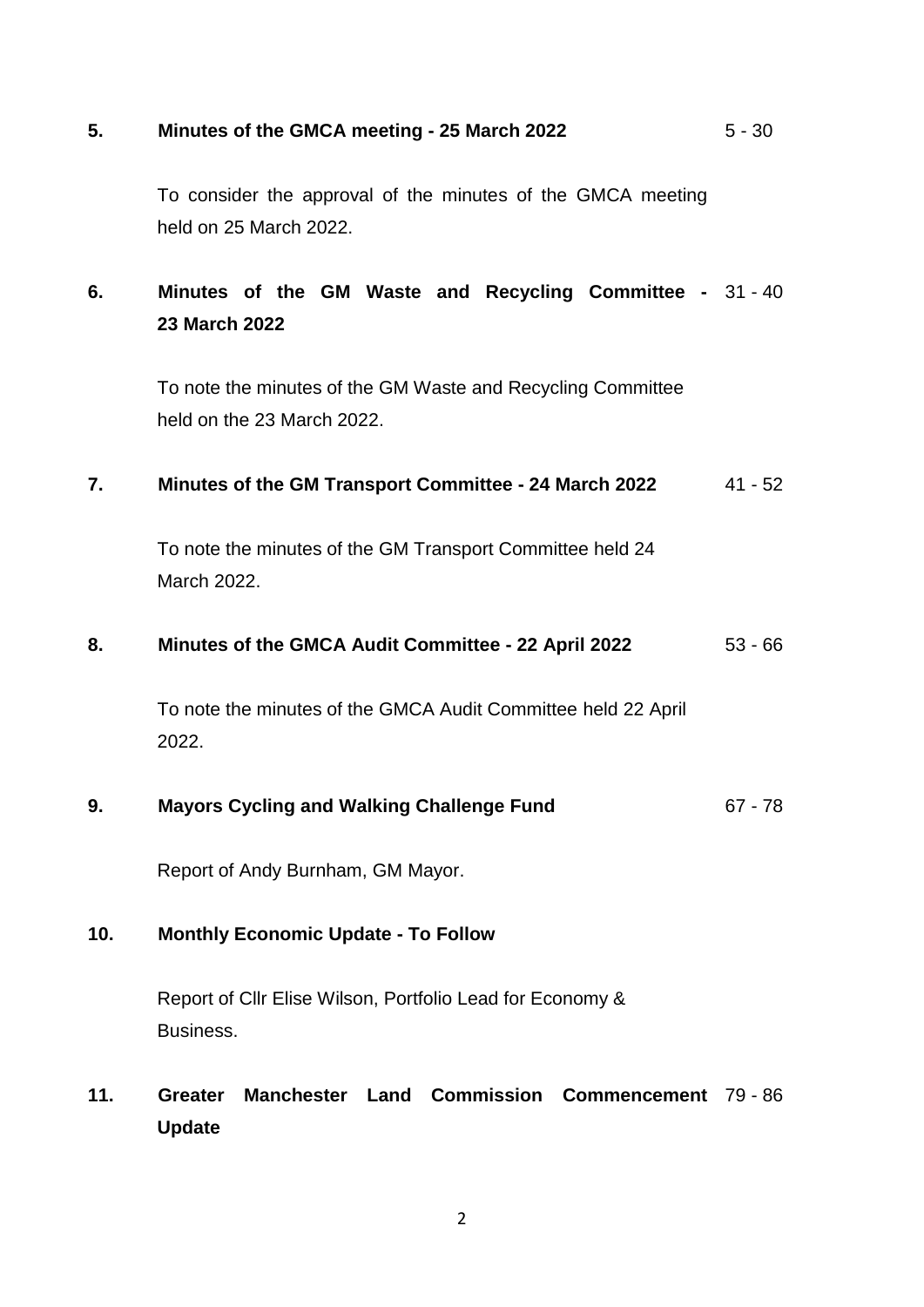**5. Minutes of the GMCA meeting - 25 March 2022** 5 - 30

To consider the approval of the minutes of the GMCA meeting held on 25 March 2022.

**6. Minutes of the GM Waste and Recycling Committee - 23 March 2022** 31 - 40

To note the minutes of the GM Waste and Recycling Committee held on the 23 March 2022.

**7. Minutes of the GM Transport Committee - 24 March 2022** 41 - 52

To note the minutes of the GM Transport Committee held 24 March 2022.

**8. Minutes of the GMCA Audit Committee - 22 April 2022** 53 - 66

To note the minutes of the GMCA Audit Committee held 22 April 2022.

**9. Mayors Cycling and Walking Challenge Fund** 67 - 78

Report of Andy Burnham, GM Mayor.

**10. Monthly Economic Update - To Follow**

Report of Cllr Elise Wilson, Portfolio Lead for Economy & Business.

**11. Greater Manchester Land Commission Commencement Update** 79 - 86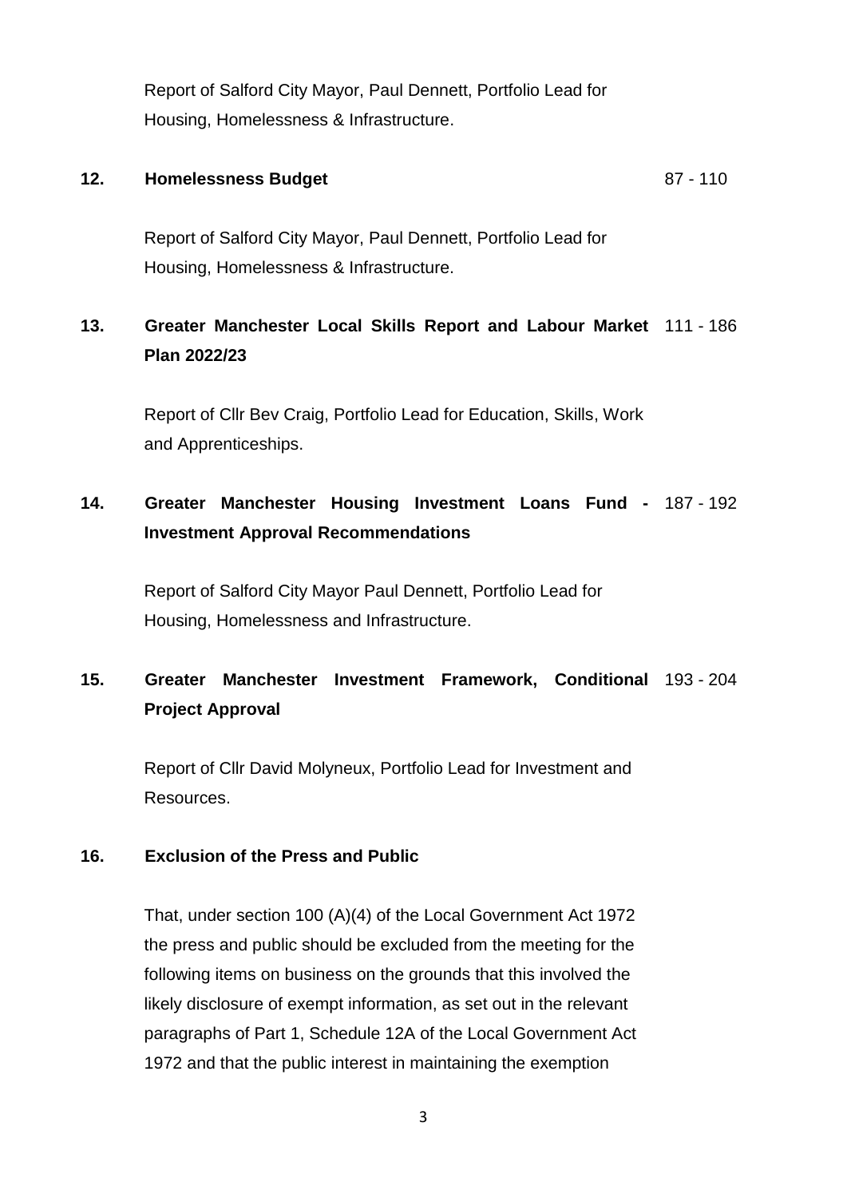Report of Salford City Mayor, Paul Dennett, Portfolio Lead for Housing, Homelessness & Infrastructure.

**12. Homelessness Budget** 87 - 110

Report of Salford City Mayor, Paul Dennett, Portfolio Lead for Housing, Homelessness & Infrastructure.

**13. Greater Manchester Local Skills Report and Labour Market Plan 2022/23** 111 - 186

Report of Cllr Bev Craig, Portfolio Lead for Education, Skills, Work and Apprenticeships.

**14. Greater Manchester Housing Investment Loans Fund - Investment Approval Recommendations** 187 - 192

Report of Salford City Mayor Paul Dennett, Portfolio Lead for Housing, Homelessness and Infrastructure.

**15. Greater Manchester Investment Framework, Conditional Project Approval** 193 - 204

Report of Cllr David Molyneux, Portfolio Lead for Investment and Resources.

**16. Exclusion of the Press and Public**

That, under section 100 (A)(4) of the Local Government Act 1972 the press and public should be excluded from the meeting for the following items on business on the grounds that this involved the likely disclosure of exempt information, as set out in the relevant paragraphs of Part 1, Schedule 12A of the Local Government Act 1972 and that the public interest in maintaining the exemption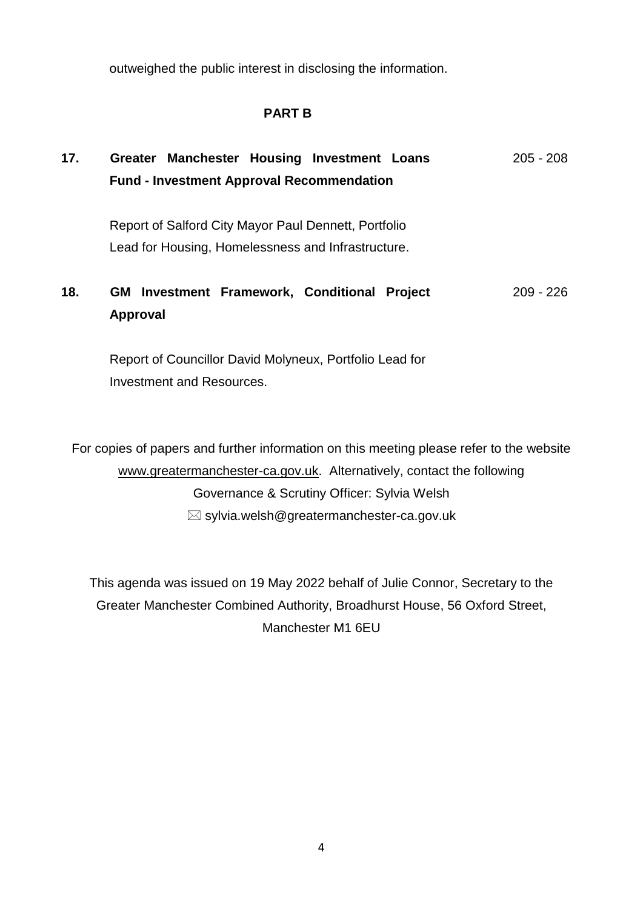outweighed the public interest in disclosing the information.

**PART B**

**17. Greater Manchester Housing Investment Loans Fund - Investment Approval Recommendation** 205 - 208

Report of Salford City Mayor Paul Dennett, Portfolio Lead for Housing, Homelessness and Infrastructure.

**18. GM Investment Framework, Conditional Project Approval** 209 - 226

Report of Councillor David Molyneux, Portfolio Lead for Investment and Resources.

For copies of papers and further information on this meeting please refer to the website www.greatermanchester-ca.gov.uk. Alternatively, contact the following Governance & Scrutiny Officer: Sylvia Welsh
✉ sylvia.welsh@greatermanchester-ca.gov.uk

This agenda was issued on 19 May 2022 behalf of Julie Connor, Secretary to the Greater Manchester Combined Authority, Broadhurst House, 56 Oxford Street, Manchester M1 6EU